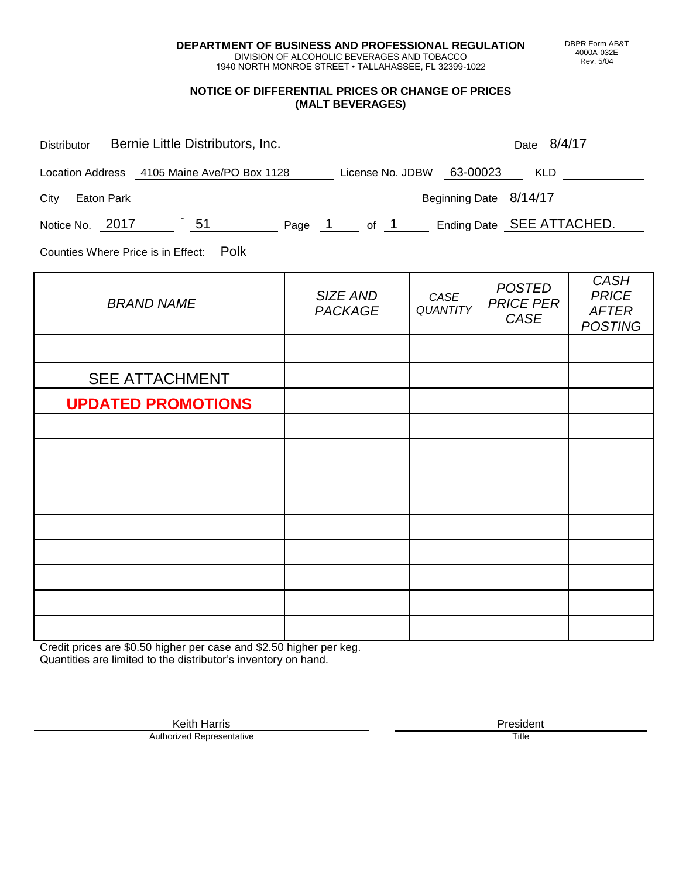**DEPARTMENT OF BUSINESS AND PROFESSIONAL REGULATION**
DIVISION OF ALCOHOLIC BEVERAGES AND TOBACCO
1940 NORTH MONROE STREET • TALLAHASSEE, FL 32399-1022

DBPR Form AB&T 4000A-032E Rev. 5/04

## NOTICE OF DIFFERENTIAL PRICES OR CHANGE OF PRICES (MALT BEVERAGES)

Distributor: Bernie Little Distributors, Inc. Date: 8/4/17

Location Address: 4105 Maine Ave/PO Box 1128 License No. JDBW: 63-00023 KLD:

City: Eaton Park Beginning Date: 8/14/17

Notice No. 2017 - 51 Page 1 of 1 Ending Date: SEE ATTACHED.

Counties Where Price is in Effect: Polk

| *BRAND NAME* | *SIZE AND PACKAGE* | *CASE QUANTITY* | *POSTED PRICE PER CASE* | *CASH PRICE AFTER POSTING* |
|---|---|---|---|---|
| | | | | |
| SEE ATTACHMENT | | | | |
| **UPDATED PROMOTIONS** | | | | |
| | | | | |
| | | | | |
| | | | | |
| | | | | |
| | | | | |
| | | | | |
| | | | | |
| | | | | |
| | | | | |

Credit prices are $0.50 higher per case and $2.50 higher per keg.
Quantities are limited to the distributor's inventory on hand.

Keith Harris
Authorized Representative

President
Title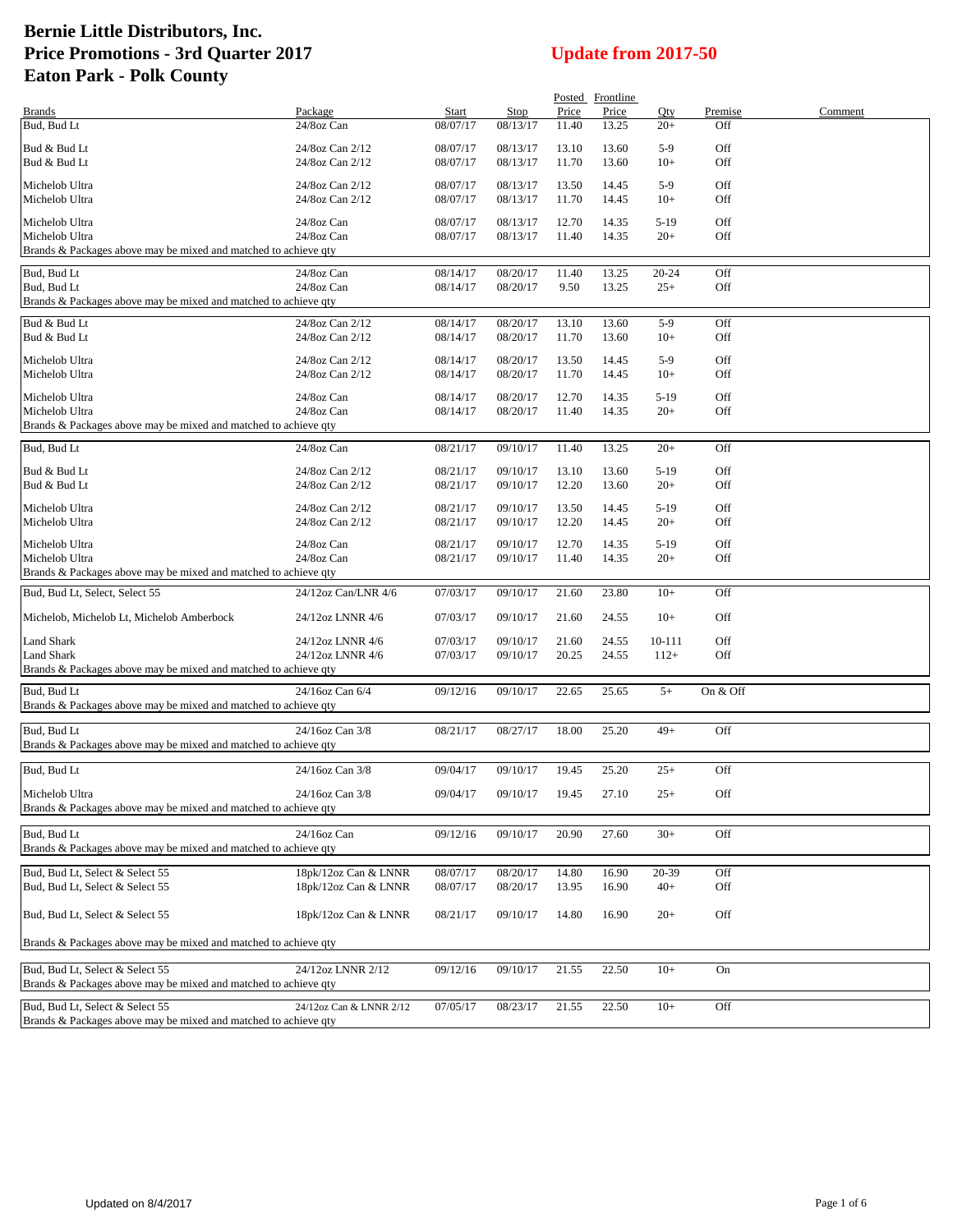# Bernie Little Distributors, Inc.
# Price Promotions - 3rd Quarter 2017
# Eaton Park - Polk County

## Update from 2017-50

| Brands | Package | Start | Stop | Posted Price | Frontline Price | Qty | Premise | Comment |
|---|---|---|---|---|---|---|---|---|
| Bud, Bud Lt | 24/8oz Can | 08/07/17 | 08/13/17 | 11.40 | 13.25 | 20+ | Off | |
| Bud & Bud Lt | 24/8oz Can 2/12 | 08/07/17 | 08/13/17 | 13.10 | 13.60 | 5-9 | Off | |
| Bud & Bud Lt | 24/8oz Can 2/12 | 08/07/17 | 08/13/17 | 11.70 | 13.60 | 10+ | Off | |
| Michelob Ultra | 24/8oz Can 2/12 | 08/07/17 | 08/13/17 | 13.50 | 14.45 | 5-9 | Off | |
| Michelob Ultra | 24/8oz Can 2/12 | 08/07/17 | 08/13/17 | 11.70 | 14.45 | 10+ | Off | |
| Michelob Ultra | 24/8oz Can | 08/07/17 | 08/13/17 | 12.70 | 14.35 | 5-19 | Off | |
| Michelob Ultra | 24/8oz Can | 08/07/17 | 08/13/17 | 11.40 | 14.35 | 20+ | Off | |
| Brands & Packages above may be mixed and matched to achieve qty | | | | | | | | |
| Bud, Bud Lt | 24/8oz Can | 08/14/17 | 08/20/17 | 11.40 | 13.25 | 20-24 | Off | |
| Bud, Bud Lt | 24/8oz Can | 08/14/17 | 08/20/17 | 9.50 | 13.25 | 25+ | Off | |
| Brands & Packages above may be mixed and matched to achieve qty | | | | | | | | |
| Bud & Bud Lt | 24/8oz Can 2/12 | 08/14/17 | 08/20/17 | 13.10 | 13.60 | 5-9 | Off | |
| Bud & Bud Lt | 24/8oz Can 2/12 | 08/14/17 | 08/20/17 | 11.70 | 13.60 | 10+ | Off | |
| Michelob Ultra | 24/8oz Can 2/12 | 08/14/17 | 08/20/17 | 13.50 | 14.45 | 5-9 | Off | |
| Michelob Ultra | 24/8oz Can 2/12 | 08/14/17 | 08/20/17 | 11.70 | 14.45 | 10+ | Off | |
| Michelob Ultra | 24/8oz Can | 08/14/17 | 08/20/17 | 12.70 | 14.35 | 5-19 | Off | |
| Michelob Ultra | 24/8oz Can | 08/14/17 | 08/20/17 | 11.40 | 14.35 | 20+ | Off | |
| Brands & Packages above may be mixed and matched to achieve qty | | | | | | | | |
| Bud, Bud Lt | 24/8oz Can | 08/21/17 | 09/10/17 | 11.40 | 13.25 | 20+ | Off | |
| Bud & Bud Lt | 24/8oz Can 2/12 | 08/21/17 | 09/10/17 | 13.10 | 13.60 | 5-19 | Off | |
| Bud & Bud Lt | 24/8oz Can 2/12 | 08/21/17 | 09/10/17 | 12.20 | 13.60 | 20+ | Off | |
| Michelob Ultra | 24/8oz Can 2/12 | 08/21/17 | 09/10/17 | 13.50 | 14.45 | 5-19 | Off | |
| Michelob Ultra | 24/8oz Can 2/12 | 08/21/17 | 09/10/17 | 12.20 | 14.45 | 20+ | Off | |
| Michelob Ultra | 24/8oz Can | 08/21/17 | 09/10/17 | 12.70 | 14.35 | 5-19 | Off | |
| Michelob Ultra | 24/8oz Can | 08/21/17 | 09/10/17 | 11.40 | 14.35 | 20+ | Off | |
| Brands & Packages above may be mixed and matched to achieve qty | | | | | | | | |
| Bud, Bud Lt, Select, Select 55 | 24/12oz Can/LNR 4/6 | 07/03/17 | 09/10/17 | 21.60 | 23.80 | 10+ | Off | |
| Michelob, Michelob Lt, Michelob Amberbock | 24/12oz LNNR 4/6 | 07/03/17 | 09/10/17 | 21.60 | 24.55 | 10+ | Off | |
| Land Shark | 24/12oz LNNR 4/6 | 07/03/17 | 09/10/17 | 21.60 | 24.55 | 10-111 | Off | |
| Land Shark | 24/12oz LNNR 4/6 | 07/03/17 | 09/10/17 | 20.25 | 24.55 | 112+ | Off | |
| Brands & Packages above may be mixed and matched to achieve qty | | | | | | | | |
| Bud, Bud Lt | 24/16oz Can 6/4 | 09/12/16 | 09/10/17 | 22.65 | 25.65 | 5+ | On & Off | |
| Brands & Packages above may be mixed and matched to achieve qty | | | | | | | | |
| Bud, Bud Lt | 24/16oz Can 3/8 | 08/21/17 | 08/27/17 | 18.00 | 25.20 | 49+ | Off | |
| Brands & Packages above may be mixed and matched to achieve qty | | | | | | | | |
| Bud, Bud Lt | 24/16oz Can 3/8 | 09/04/17 | 09/10/17 | 19.45 | 25.20 | 25+ | Off | |
| Michelob Ultra | 24/16oz Can 3/8 | 09/04/17 | 09/10/17 | 19.45 | 27.10 | 25+ | Off | |
| Brands & Packages above may be mixed and matched to achieve qty | | | | | | | | |
| Bud, Bud Lt | 24/16oz Can | 09/12/16 | 09/10/17 | 20.90 | 27.60 | 30+ | Off | |
| Brands & Packages above may be mixed and matched to achieve qty | | | | | | | | |
| Bud, Bud Lt, Select & Select 55 | 18pk/12oz Can & LNNR | 08/07/17 | 08/20/17 | 14.80 | 16.90 | 20-39 | Off | |
| Bud, Bud Lt, Select & Select 55 | 18pk/12oz Can & LNNR | 08/07/17 | 08/20/17 | 13.95 | 16.90 | 40+ | Off | |
| Bud, Bud Lt, Select & Select 55 | 18pk/12oz Can & LNNR | 08/21/17 | 09/10/17 | 14.80 | 16.90 | 20+ | Off | |
| Brands & Packages above may be mixed and matched to achieve qty | | | | | | | | |
| Bud, Bud Lt, Select & Select 55 | 24/12oz LNNR 2/12 | 09/12/16 | 09/10/17 | 21.55 | 22.50 | 10+ | On | |
| Brands & Packages above may be mixed and matched to achieve qty | | | | | | | | |
| Bud, Bud Lt, Select & Select 55 | 24/12oz Can & LNNR 2/12 | 07/05/17 | 08/23/17 | 21.55 | 22.50 | 10+ | Off | |
| Brands & Packages above may be mixed and matched to achieve qty | | | | | | | | |

Updated on 8/4/2017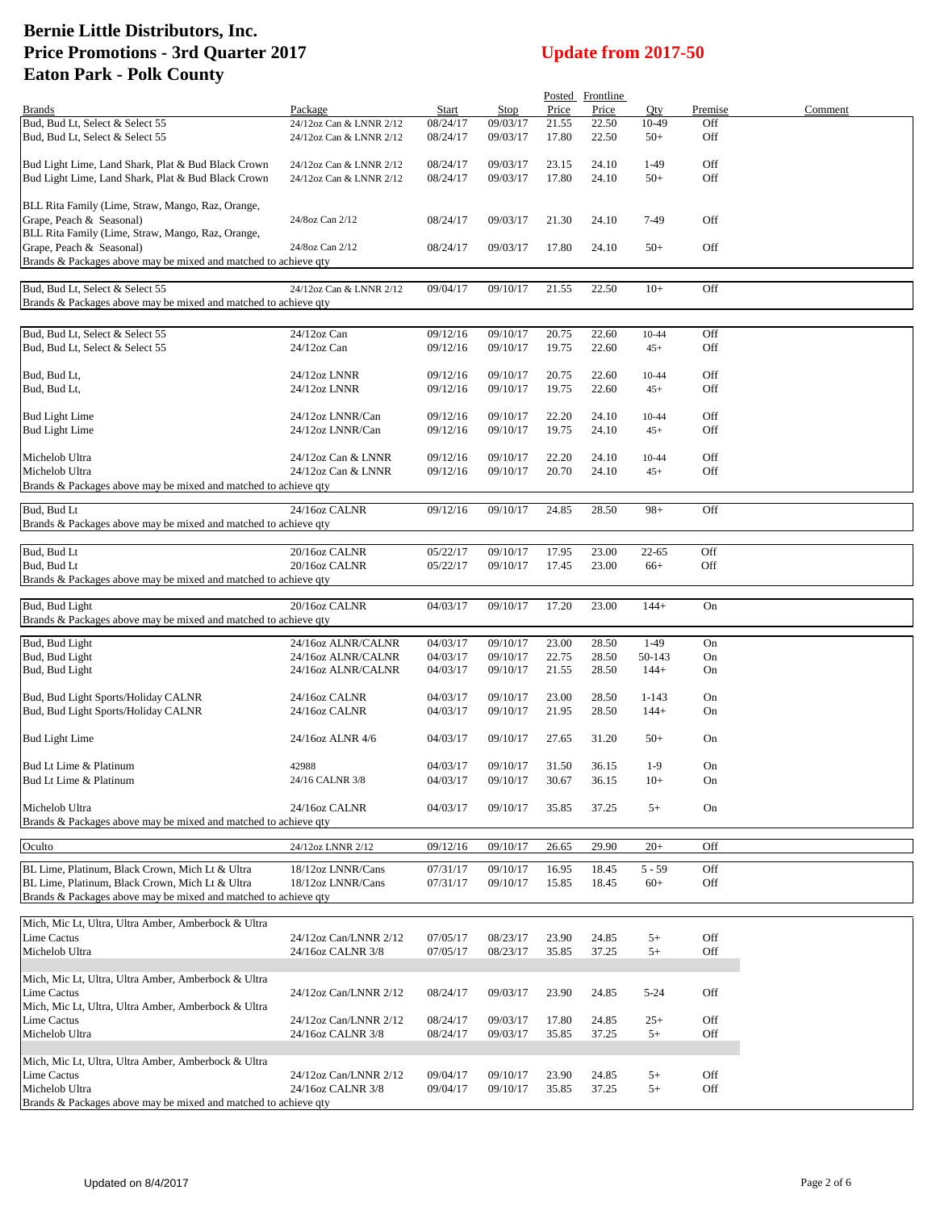# Bernie Little Distributors, Inc.
# Price Promotions - 3rd Quarter 2017
# Eaton Park - Polk County

## Update from 2017-50

| Brands | Package | Start | Stop | Posted Price | Frontline Price | Qty | Premise | Comment |
|---|---|---|---|---|---|---|---|---|
| Bud, Bud Lt, Select & Select 55 | 24/12oz Can & LNNR 2/12 | 08/24/17 | 09/03/17 | 21.55 | 22.50 | 10-49 | Off | |
| Bud, Bud Lt, Select & Select 55 | 24/12oz Can & LNNR 2/12 | 08/24/17 | 09/03/17 | 17.80 | 22.50 | 50+ | Off | |
| Bud Light Lime, Land Shark, Plat & Bud Black Crown | 24/12oz Can & LNNR 2/12 | 08/24/17 | 09/03/17 | 23.15 | 24.10 | 1-49 | Off | |
| Bud Light Lime, Land Shark, Plat & Bud Black Crown | 24/12oz Can & LNNR 2/12 | 08/24/17 | 09/03/17 | 17.80 | 24.10 | 50+ | Off | |
| BLL Rita Family (Lime, Straw, Mango, Raz, Orange, Grape, Peach & Seasonal) | 24/8oz Can 2/12 | 08/24/17 | 09/03/17 | 21.30 | 24.10 | 7-49 | Off | |
| BLL Rita Family (Lime, Straw, Mango, Raz, Orange, Grape, Peach & Seasonal) | 24/8oz Can 2/12 | 08/24/17 | 09/03/17 | 17.80 | 24.10 | 50+ | Off | |
| Brands & Packages above may be mixed and matched to achieve qty | | | | | | | | |
| Bud, Bud Lt, Select & Select 55 | 24/12oz Can & LNNR 2/12 | 09/04/17 | 09/10/17 | 21.55 | 22.50 | 10+ | Off | |
| Brands & Packages above may be mixed and matched to achieve qty | | | | | | | | |
| Bud, Bud Lt, Select & Select 55 | 24/12oz Can | 09/12/16 | 09/10/17 | 20.75 | 22.60 | 10-44 | Off | |
| Bud, Bud Lt, Select & Select 55 | 24/12oz Can | 09/12/16 | 09/10/17 | 19.75 | 22.60 | 45+ | Off | |
| Bud, Bud Lt, | 24/12oz LNNR | 09/12/16 | 09/10/17 | 20.75 | 22.60 | 10-44 | Off | |
| Bud, Bud Lt, | 24/12oz LNNR | 09/12/16 | 09/10/17 | 19.75 | 22.60 | 45+ | Off | |
| Bud Light Lime | 24/12oz LNNR/Can | 09/12/16 | 09/10/17 | 22.20 | 24.10 | 10-44 | Off | |
| Bud Light Lime | 24/12oz LNNR/Can | 09/12/16 | 09/10/17 | 19.75 | 24.10 | 45+ | Off | |
| Michelob Ultra | 24/12oz Can & LNNR | 09/12/16 | 09/10/17 | 22.20 | 24.10 | 10-44 | Off | |
| Michelob Ultra | 24/12oz Can & LNNR | 09/12/16 | 09/10/17 | 20.70 | 24.10 | 45+ | Off | |
| Brands & Packages above may be mixed and matched to achieve qty | | | | | | | | |
| Bud, Bud Lt | 24/16oz CALNR | 09/12/16 | 09/10/17 | 24.85 | 28.50 | 98+ | Off | |
| Brands & Packages above may be mixed and matched to achieve qty | | | | | | | | |
| Bud, Bud Lt | 20/16oz CALNR | 05/22/17 | 09/10/17 | 17.95 | 23.00 | 22-65 | Off | |
| Bud, Bud Lt | 20/16oz CALNR | 05/22/17 | 09/10/17 | 17.45 | 23.00 | 66+ | Off | |
| Brands & Packages above may be mixed and matched to achieve qty | | | | | | | | |
| Bud, Bud Light | 20/16oz CALNR | 04/03/17 | 09/10/17 | 17.20 | 23.00 | 144+ | On | |
| Brands & Packages above may be mixed and matched to achieve qty | | | | | | | | |
| Bud, Bud Light | 24/16oz ALNR/CALNR | 04/03/17 | 09/10/17 | 23.00 | 28.50 | 1-49 | On | |
| Bud, Bud Light | 24/16oz ALNR/CALNR | 04/03/17 | 09/10/17 | 22.75 | 28.50 | 50-143 | On | |
| Bud, Bud Light | 24/16oz ALNR/CALNR | 04/03/17 | 09/10/17 | 21.55 | 28.50 | 144+ | On | |
| Bud, Bud Light Sports/Holiday CALNR | 24/16oz CALNR | 04/03/17 | 09/10/17 | 23.00 | 28.50 | 1-143 | On | |
| Bud, Bud Light Sports/Holiday CALNR | 24/16oz CALNR | 04/03/17 | 09/10/17 | 21.95 | 28.50 | 144+ | On | |
| Bud Light Lime | 24/16oz ALNR 4/6 | 04/03/17 | 09/10/17 | 27.65 | 31.20 | 50+ | On | |
| Bud Lt Lime & Platinum | 42988 | 04/03/17 | 09/10/17 | 31.50 | 36.15 | 1-9 | On | |
| Bud Lt Lime & Platinum | 24/16 CALNR 3/8 | 04/03/17 | 09/10/17 | 30.67 | 36.15 | 10+ | On | |
| Michelob Ultra | 24/16oz CALNR | 04/03/17 | 09/10/17 | 35.85 | 37.25 | 5+ | On | |
| Brands & Packages above may be mixed and matched to achieve qty | | | | | | | | |
| Oculto | 24/12oz LNNR 2/12 | 09/12/16 | 09/10/17 | 26.65 | 29.90 | 20+ | Off | |
| BL Lime, Platinum, Black Crown, Mich Lt & Ultra | 18/12oz LNNR/Cans | 07/31/17 | 09/10/17 | 16.95 | 18.45 | 5 - 59 | Off | |
| BL Lime, Platinum, Black Crown, Mich Lt & Ultra | 18/12oz LNNR/Cans | 07/31/17 | 09/10/17 | 15.85 | 18.45 | 60+ | Off | |
| Brands & Packages above may be mixed and matched to achieve qty | | | | | | | | |
| Mich, Mic Lt, Ultra, Ultra Amber, Amberbock & Ultra Lime Cactus | 24/12oz Can/LNNR 2/12 | 07/05/17 | 08/23/17 | 23.90 | 24.85 | 5+ | Off | |
| Michelob Ultra | 24/16oz CALNR 3/8 | 07/05/17 | 08/23/17 | 35.85 | 37.25 | 5+ | Off | |
| Mich, Mic Lt, Ultra, Ultra Amber, Amberbock & Ultra Lime Cactus | 24/12oz Can/LNNR 2/12 | 08/24/17 | 09/03/17 | 23.90 | 24.85 | 5-24 | Off | |
| Mich, Mic Lt, Ultra, Ultra Amber, Amberbock & Ultra Lime Cactus | 24/12oz Can/LNNR 2/12 | 08/24/17 | 09/03/17 | 17.80 | 24.85 | 25+ | Off | |
| Michelob Ultra | 24/16oz CALNR 3/8 | 08/24/17 | 09/03/17 | 35.85 | 37.25 | 5+ | Off | |
| Mich, Mic Lt, Ultra, Ultra Amber, Amberbock & Ultra Lime Cactus | 24/12oz Can/LNNR 2/12 | 09/04/17 | 09/10/17 | 23.90 | 24.85 | 5+ | Off | |
| Michelob Ultra | 24/16oz CALNR 3/8 | 09/04/17 | 09/10/17 | 35.85 | 37.25 | 5+ | Off | |
| Brands & Packages above may be mixed and matched to achieve qty | | | | | | | | |

Updated on 8/4/2017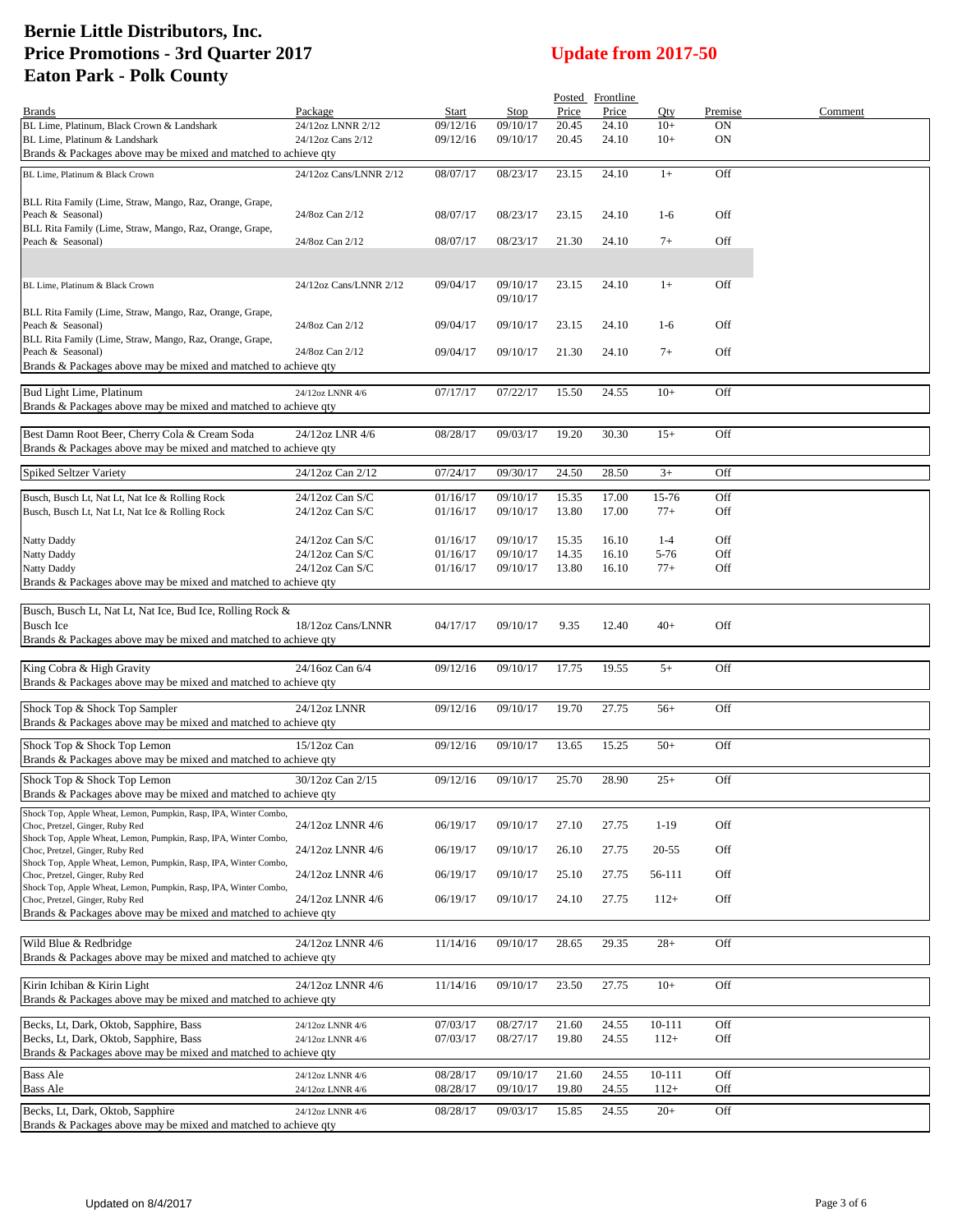# Bernie Little Distributors, Inc.
# Price Promotions - 3rd Quarter 2017
# Eaton Park - Polk County

## Update from 2017-50

| Brands | Package | Start | Stop | Posted Price | Frontline Price | Qty | Premise | Comment |
|---|---|---|---|---|---|---|---|---|
| BL Lime, Platinum, Black Crown & Landshark | 24/12oz LNNR 2/12 | 09/12/16 | 09/10/17 | 20.45 | 24.10 | 10+ | ON | |
| BL Lime, Platinum & Landshark | 24/12oz Cans 2/12 | 09/12/16 | 09/10/17 | 20.45 | 24.10 | 10+ | ON | |
| Brands & Packages above may be mixed and matched to achieve qty | | | | | | | | |
| BL Lime, Platinum & Black Crown | 24/12oz Cans/LNNR 2/12 | 08/07/17 | 08/23/17 | 23.15 | 24.10 | 1+ | Off | |
| BLL Rita Family (Lime, Straw, Mango, Raz, Orange, Grape, Peach & Seasonal) | 24/8oz Can 2/12 | 08/07/17 | 08/23/17 | 23.15 | 24.10 | 1-6 | Off | |
| BLL Rita Family (Lime, Straw, Mango, Raz, Orange, Grape, Peach & Seasonal) | 24/8oz Can 2/12 | 08/07/17 | 08/23/17 | 21.30 | 24.10 | 7+ | Off | |
| BL Lime, Platinum & Black Crown | 24/12oz Cans/LNNR 2/12 | 09/04/17 | 09/10/17 09/10/17 | 23.15 | 24.10 | 1+ | Off | |
| BLL Rita Family (Lime, Straw, Mango, Raz, Orange, Grape, Peach & Seasonal) | 24/8oz Can 2/12 | 09/04/17 | 09/10/17 | 23.15 | 24.10 | 1-6 | Off | |
| BLL Rita Family (Lime, Straw, Mango, Raz, Orange, Grape, Peach & Seasonal) | 24/8oz Can 2/12 | 09/04/17 | 09/10/17 | 21.30 | 24.10 | 7+ | Off | |
| Brands & Packages above may be mixed and matched to achieve qty | | | | | | | | |
| Bud Light Lime, Platinum | 24/12oz LNNR 4/6 | 07/17/17 | 07/22/17 | 15.50 | 24.55 | 10+ | Off | |
| Brands & Packages above may be mixed and matched to achieve qty | | | | | | | | |
| Best Damn Root Beer, Cherry Cola & Cream Soda | 24/12oz LNR 4/6 | 08/28/17 | 09/03/17 | 19.20 | 30.30 | 15+ | Off | |
| Brands & Packages above may be mixed and matched to achieve qty | | | | | | | | |
| Spiked Seltzer Variety | 24/12oz Can 2/12 | 07/24/17 | 09/30/17 | 24.50 | 28.50 | 3+ | Off | |
| Busch, Busch Lt, Nat Lt, Nat Ice & Rolling Rock | 24/12oz Can S/C | 01/16/17 | 09/10/17 | 15.35 | 17.00 | 15-76 | Off | |
| Busch, Busch Lt, Nat Lt, Nat Ice & Rolling Rock | 24/12oz Can S/C | 01/16/17 | 09/10/17 | 13.80 | 17.00 | 77+ | Off | |
| Natty Daddy | 24/12oz Can S/C | 01/16/17 | 09/10/17 | 15.35 | 16.10 | 1-4 | Off | |
| Natty Daddy | 24/12oz Can S/C | 01/16/17 | 09/10/17 | 14.35 | 16.10 | 5-76 | Off | |
| Natty Daddy | 24/12oz Can S/C | 01/16/17 | 09/10/17 | 13.80 | 16.10 | 77+ | Off | |
| Brands & Packages above may be mixed and matched to achieve qty | | | | | | | | |
| Busch, Busch Lt, Nat Lt, Nat Ice, Bud Ice, Rolling Rock & Busch Ice | 18/12oz Cans/LNNR | 04/17/17 | 09/10/17 | 9.35 | 12.40 | 40+ | Off | |
| Brands & Packages above may be mixed and matched to achieve qty | | | | | | | | |
| King Cobra & High Gravity | 24/16oz Can 6/4 | 09/12/16 | 09/10/17 | 17.75 | 19.55 | 5+ | Off | |
| Brands & Packages above may be mixed and matched to achieve qty | | | | | | | | |
| Shock Top & Shock Top Sampler | 24/12oz LNNR | 09/12/16 | 09/10/17 | 19.70 | 27.75 | 56+ | Off | |
| Brands & Packages above may be mixed and matched to achieve qty | | | | | | | | |
| Shock Top & Shock Top Lemon | 15/12oz Can | 09/12/16 | 09/10/17 | 13.65 | 15.25 | 50+ | Off | |
| Brands & Packages above may be mixed and matched to achieve qty | | | | | | | | |
| Shock Top & Shock Top Lemon | 30/12oz Can 2/15 | 09/12/16 | 09/10/17 | 25.70 | 28.90 | 25+ | Off | |
| Brands & Packages above may be mixed and matched to achieve qty | | | | | | | | |
| Shock Top, Apple Wheat, Lemon, Pumpkin, Rasp, IPA, Winter Combo, Choc, Pretzel, Ginger, Ruby Red | 24/12oz LNNR 4/6 | 06/19/17 | 09/10/17 | 27.10 | 27.75 | 1-19 | Off | |
| Shock Top, Apple Wheat, Lemon, Pumpkin, Rasp, IPA, Winter Combo, Choc, Pretzel, Ginger, Ruby Red | 24/12oz LNNR 4/6 | 06/19/17 | 09/10/17 | 26.10 | 27.75 | 20-55 | Off | |
| Shock Top, Apple Wheat, Lemon, Pumpkin, Rasp, IPA, Winter Combo, Choc, Pretzel, Ginger, Ruby Red | 24/12oz LNNR 4/6 | 06/19/17 | 09/10/17 | 25.10 | 27.75 | 56-111 | Off | |
| Shock Top, Apple Wheat, Lemon, Pumpkin, Rasp, IPA, Winter Combo, Choc, Pretzel, Ginger, Ruby Red | 24/12oz LNNR 4/6 | 06/19/17 | 09/10/17 | 24.10 | 27.75 | 112+ | Off | |
| Brands & Packages above may be mixed and matched to achieve qty | | | | | | | | |
| Wild Blue & Redbridge | 24/12oz LNNR 4/6 | 11/14/16 | 09/10/17 | 28.65 | 29.35 | 28+ | Off | |
| Brands & Packages above may be mixed and matched to achieve qty | | | | | | | | |
| Kirin Ichiban & Kirin Light | 24/12oz LNNR 4/6 | 11/14/16 | 09/10/17 | 23.50 | 27.75 | 10+ | Off | |
| Brands & Packages above may be mixed and matched to achieve qty | | | | | | | | |
| Becks, Lt, Dark, Oktob, Sapphire, Bass | 24/12oz LNNR 4/6 | 07/03/17 | 08/27/17 | 21.60 | 24.55 | 10-111 | Off | |
| Becks, Lt, Dark, Oktob, Sapphire, Bass | 24/12oz LNNR 4/6 | 07/03/17 | 08/27/17 | 19.80 | 24.55 | 112+ | Off | |
| Brands & Packages above may be mixed and matched to achieve qty | | | | | | | | |
| Bass Ale | 24/12oz LNNR 4/6 | 08/28/17 | 09/10/17 | 21.60 | 24.55 | 10-111 | Off | |
| Bass Ale | 24/12oz LNNR 4/6 | 08/28/17 | 09/10/17 | 19.80 | 24.55 | 112+ | Off | |
| Becks, Lt, Dark, Oktob, Sapphire | 24/12oz LNNR 4/6 | 08/28/17 | 09/03/17 | 15.85 | 24.55 | 20+ | Off | |
| Brands & Packages above may be mixed and matched to achieve qty | | | | | | | | |

Updated on 8/4/2017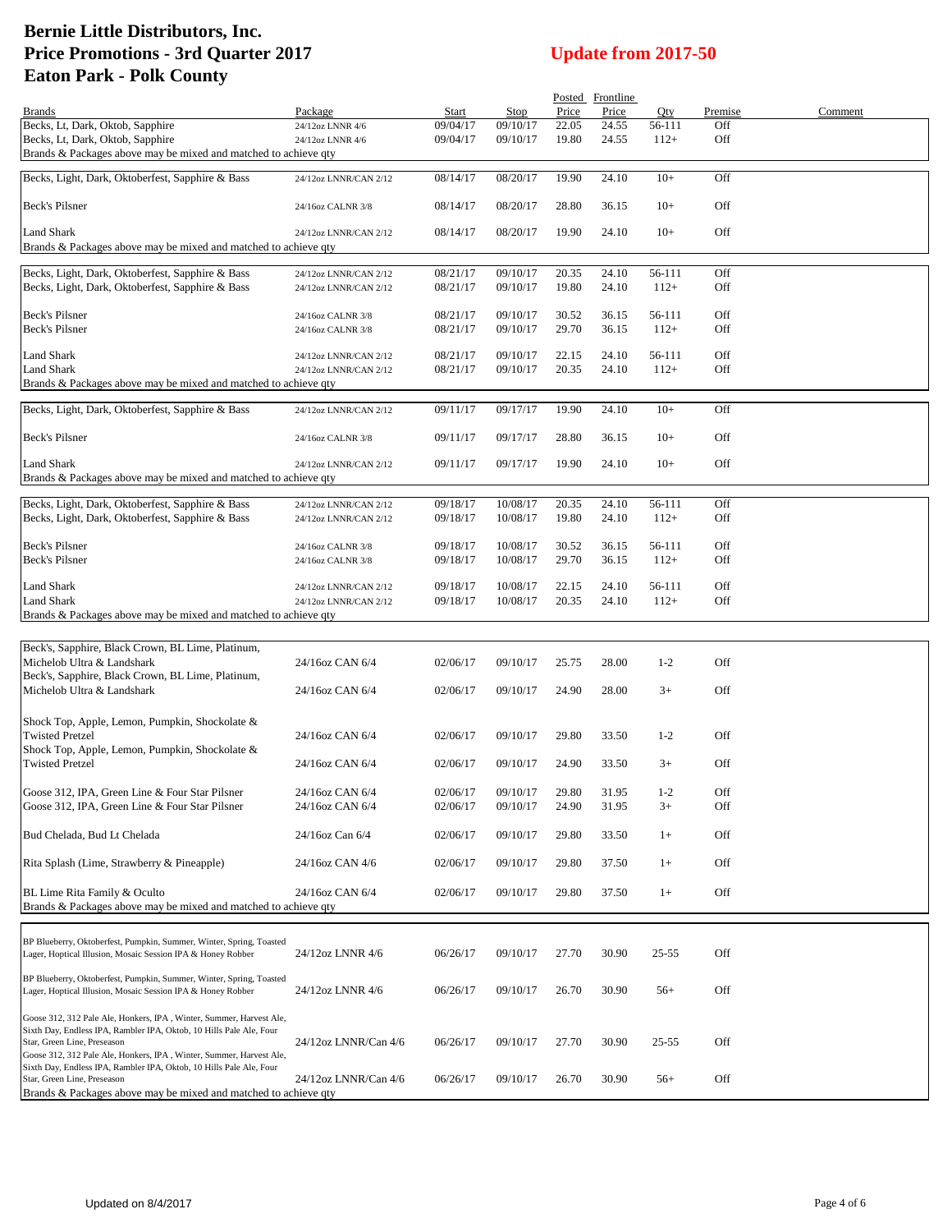# Bernie Little Distributors, Inc.
# Price Promotions - 3rd Quarter 2017
# Eaton Park - Polk County

## Update from 2017-50

| Brands | Package | Start | Stop | Posted Price | Frontline Price | Qty | Premise | Comment |
|---|---|---|---|---|---|---|---|---|
| Becks, Lt, Dark, Oktob, Sapphire | 24/12oz LNNR 4/6 | 09/04/17 | 09/10/17 | 22.05 | 24.55 | 56-111 | Off | |
| Becks, Lt, Dark, Oktob, Sapphire | 24/12oz LNNR 4/6 | 09/04/17 | 09/10/17 | 19.80 | 24.55 | 112+ | Off | |
| Brands & Packages above may be mixed and matched to achieve qty | | | | | | | | |
| Becks, Light, Dark, Oktoberfest, Sapphire & Bass | 24/12oz LNNR/CAN 2/12 | 08/14/17 | 08/20/17 | 19.90 | 24.10 | 10+ | Off | |
| Beck's Pilsner | 24/16oz CALNR 3/8 | 08/14/17 | 08/20/17 | 28.80 | 36.15 | 10+ | Off | |
| Land Shark | 24/12oz LNNR/CAN 2/12 | 08/14/17 | 08/20/17 | 19.90 | 24.10 | 10+ | Off | |
| Brands & Packages above may be mixed and matched to achieve qty | | | | | | | | |
| Becks, Light, Dark, Oktoberfest, Sapphire & Bass | 24/12oz LNNR/CAN 2/12 | 08/21/17 | 09/10/17 | 20.35 | 24.10 | 56-111 | Off | |
| Becks, Light, Dark, Oktoberfest, Sapphire & Bass | 24/12oz LNNR/CAN 2/12 | 08/21/17 | 09/10/17 | 19.80 | 24.10 | 112+ | Off | |
| Beck's Pilsner | 24/16oz CALNR 3/8 | 08/21/17 | 09/10/17 | 30.52 | 36.15 | 56-111 | Off | |
| Beck's Pilsner | 24/16oz CALNR 3/8 | 08/21/17 | 09/10/17 | 29.70 | 36.15 | 112+ | Off | |
| Land Shark | 24/12oz LNNR/CAN 2/12 | 08/21/17 | 09/10/17 | 22.15 | 24.10 | 56-111 | Off | |
| Land Shark | 24/12oz LNNR/CAN 2/12 | 08/21/17 | 09/10/17 | 20.35 | 24.10 | 112+ | Off | |
| Brands & Packages above may be mixed and matched to achieve qty | | | | | | | | |
| Becks, Light, Dark, Oktoberfest, Sapphire & Bass | 24/12oz LNNR/CAN 2/12 | 09/11/17 | 09/17/17 | 19.90 | 24.10 | 10+ | Off | |
| Beck's Pilsner | 24/16oz CALNR 3/8 | 09/11/17 | 09/17/17 | 28.80 | 36.15 | 10+ | Off | |
| Land Shark | 24/12oz LNNR/CAN 2/12 | 09/11/17 | 09/17/17 | 19.90 | 24.10 | 10+ | Off | |
| Brands & Packages above may be mixed and matched to achieve qty | | | | | | | | |
| Becks, Light, Dark, Oktoberfest, Sapphire & Bass | 24/12oz LNNR/CAN 2/12 | 09/18/17 | 10/08/17 | 20.35 | 24.10 | 56-111 | Off | |
| Becks, Light, Dark, Oktoberfest, Sapphire & Bass | 24/12oz LNNR/CAN 2/12 | 09/18/17 | 10/08/17 | 19.80 | 24.10 | 112+ | Off | |
| Beck's Pilsner | 24/16oz CALNR 3/8 | 09/18/17 | 10/08/17 | 30.52 | 36.15 | 56-111 | Off | |
| Beck's Pilsner | 24/16oz CALNR 3/8 | 09/18/17 | 10/08/17 | 29.70 | 36.15 | 112+ | Off | |
| Land Shark | 24/12oz LNNR/CAN 2/12 | 09/18/17 | 10/08/17 | 22.15 | 24.10 | 56-111 | Off | |
| Land Shark | 24/12oz LNNR/CAN 2/12 | 09/18/17 | 10/08/17 | 20.35 | 24.10 | 112+ | Off | |
| Brands & Packages above may be mixed and matched to achieve qty | | | | | | | | |
| Beck's, Sapphire, Black Crown, BL Lime, Platinum, Michelob Ultra & Landshark | 24/16oz CAN 6/4 | 02/06/17 | 09/10/17 | 25.75 | 28.00 | 1-2 | Off | |
| Beck's, Sapphire, Black Crown, BL Lime, Platinum, Michelob Ultra & Landshark | 24/16oz CAN 6/4 | 02/06/17 | 09/10/17 | 24.90 | 28.00 | 3+ | Off | |
| Shock Top, Apple, Lemon, Pumpkin, Shockolate & Twisted Pretzel | 24/16oz CAN 6/4 | 02/06/17 | 09/10/17 | 29.80 | 33.50 | 1-2 | Off | |
| Shock Top, Apple, Lemon, Pumpkin, Shockolate & Twisted Pretzel | 24/16oz CAN 6/4 | 02/06/17 | 09/10/17 | 24.90 | 33.50 | 3+ | Off | |
| Goose 312, IPA, Green Line & Four Star Pilsner | 24/16oz CAN 6/4 | 02/06/17 | 09/10/17 | 29.80 | 31.95 | 1-2 | Off | |
| Goose 312, IPA, Green Line & Four Star Pilsner | 24/16oz CAN 6/4 | 02/06/17 | 09/10/17 | 24.90 | 31.95 | 3+ | Off | |
| Bud Chelada, Bud Lt Chelada | 24/16oz Can 6/4 | 02/06/17 | 09/10/17 | 29.80 | 33.50 | 1+ | Off | |
| Rita Splash (Lime, Strawberry & Pineapple) | 24/16oz CAN 4/6 | 02/06/17 | 09/10/17 | 29.80 | 37.50 | 1+ | Off | |
| BL Lime Rita Family & Oculto | 24/16oz CAN 6/4 | 02/06/17 | 09/10/17 | 29.80 | 37.50 | 1+ | Off | |
| Brands & Packages above may be mixed and matched to achieve qty | | | | | | | | |
| BP Blueberry, Oktoberfest, Pumpkin, Summer, Winter, Spring, Toasted Lager, Hoptical Illusion, Mosaic Session IPA & Honey Robber | 24/12oz LNNR 4/6 | 06/26/17 | 09/10/17 | 27.70 | 30.90 | 25-55 | Off | |
| BP Blueberry, Oktoberfest, Pumpkin, Summer, Winter, Spring, Toasted Lager, Hoptical Illusion, Mosaic Session IPA & Honey Robber | 24/12oz LNNR 4/6 | 06/26/17 | 09/10/17 | 26.70 | 30.90 | 56+ | Off | |
| Goose 312, 312 Pale Ale, Honkers, IPA , Winter, Summer, Harvest Ale, Sixth Day, Endless IPA, Rambler IPA, Oktob, 10 Hills Pale Ale, Four Star, Green Line, Preseason | 24/12oz LNNR/Can 4/6 | 06/26/17 | 09/10/17 | 27.70 | 30.90 | 25-55 | Off | |
| Goose 312, 312 Pale Ale, Honkers, IPA , Winter, Summer, Harvest Ale, Sixth Day, Endless IPA, Rambler IPA, Oktob, 10 Hills Pale Ale, Four Star, Green Line, Preseason | 24/12oz LNNR/Can 4/6 | 06/26/17 | 09/10/17 | 26.70 | 30.90 | 56+ | Off | |
| Brands & Packages above may be mixed and matched to achieve qty | | | | | | | | |

Updated on 8/4/2017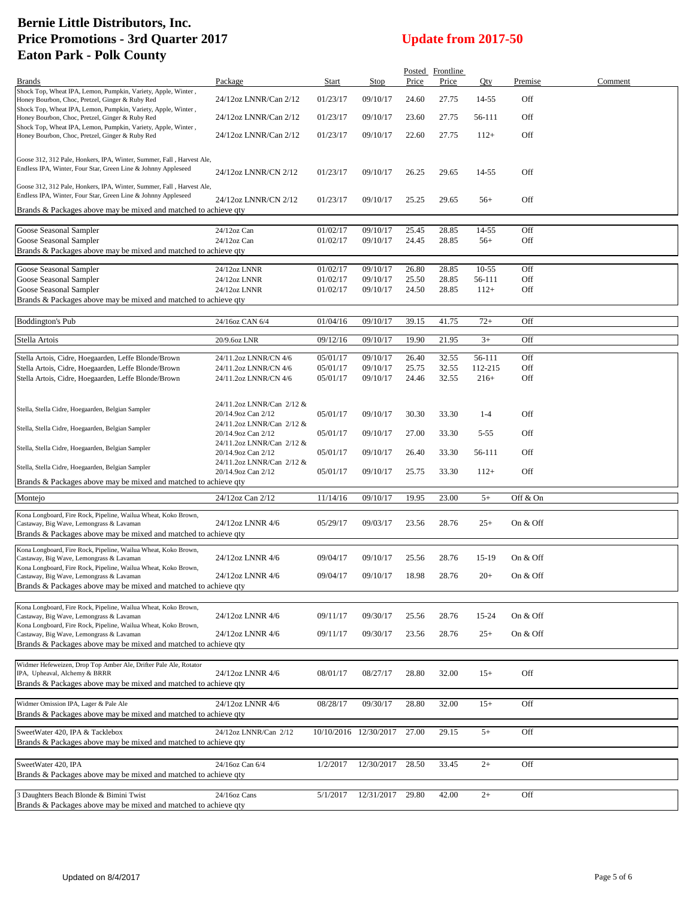# Bernie Little Distributors, Inc.
# Price Promotions - 3rd Quarter 2017
# Eaton Park - Polk County

**Update from 2017-50**

| Brands | Package | Start | Stop | Posted Price | Frontline Price | Qty | Premise | Comment |
|---|---|---|---|---|---|---|---|---|
| Shock Top, Wheat IPA, Lemon, Pumpkin, Variety, Apple, Winter, Honey Bourbon, Choc, Pretzel, Ginger & Ruby Red | 24/12oz LNNR/Can 2/12 | 01/23/17 | 09/10/17 | 24.60 | 27.75 | 14-55 | Off | |
| Shock Top, Wheat IPA, Lemon, Pumpkin, Variety, Apple, Winter, Honey Bourbon, Choc, Pretzel, Ginger & Ruby Red | 24/12oz LNNR/Can 2/12 | 01/23/17 | 09/10/17 | 23.60 | 27.75 | 56-111 | Off | |
| Shock Top, Wheat IPA, Lemon, Pumpkin, Variety, Apple, Winter, Honey Bourbon, Choc, Pretzel, Ginger & Ruby Red | 24/12oz LNNR/Can 2/12 | 01/23/17 | 09/10/17 | 22.60 | 27.75 | 112+ | Off | |
| Goose 312, 312 Pale, Honkers, IPA, Winter, Summer, Fall, Harvest Ale, Endless IPA, Winter, Four Star, Green Line & Johnny Appleseed | 24/12oz LNNR/CN 2/12 | 01/23/17 | 09/10/17 | 26.25 | 29.65 | 14-55 | Off | |
| Goose 312, 312 Pale, Honkers, IPA, Winter, Summer, Fall, Harvest Ale, Endless IPA, Winter, Four Star, Green Line & Johnny Appleseed | 24/12oz LNNR/CN 2/12 | 01/23/17 | 09/10/17 | 25.25 | 29.65 | 56+ | Off | |
| Brands & Packages above may be mixed and matched to achieve qty | | | | | | | | |
| Goose Seasonal Sampler | 24/12oz Can | 01/02/17 | 09/10/17 | 25.45 | 28.85 | 14-55 | Off | |
| Goose Seasonal Sampler | 24/12oz Can | 01/02/17 | 09/10/17 | 24.45 | 28.85 | 56+ | Off | |
| Brands & Packages above may be mixed and matched to achieve qty | | | | | | | | |
| Goose Seasonal Sampler | 24/12oz LNNR | 01/02/17 | 09/10/17 | 26.80 | 28.85 | 10-55 | Off | |
| Goose Seasonal Sampler | 24/12oz LNNR | 01/02/17 | 09/10/17 | 25.50 | 28.85 | 56-111 | Off | |
| Goose Seasonal Sampler | 24/12oz LNNR | 01/02/17 | 09/10/17 | 24.50 | 28.85 | 112+ | Off | |
| Brands & Packages above may be mixed and matched to achieve qty | | | | | | | | |
| Boddington's Pub | 24/16oz CAN 6/4 | 01/04/16 | 09/10/17 | 39.15 | 41.75 | 72+ | Off | |
| Stella Artois | 20/9.6oz LNR | 09/12/16 | 09/10/17 | 19.90 | 21.95 | 3+ | Off | |
| Stella Artois, Cidre, Hoegaarden, Leffe Blonde/Brown | 24/11.2oz LNNR/CN 4/6 | 05/01/17 | 09/10/17 | 26.40 | 32.55 | 56-111 | Off | |
| Stella Artois, Cidre, Hoegaarden, Leffe Blonde/Brown | 24/11.2oz LNNR/CN 4/6 | 05/01/17 | 09/10/17 | 25.75 | 32.55 | 112-215 | Off | |
| Stella Artois, Cidre, Hoegaarden, Leffe Blonde/Brown | 24/11.2oz LNNR/CN 4/6 | 05/01/17 | 09/10/17 | 24.46 | 32.55 | 216+ | Off | |
| Stella, Stella Cidre, Hoegaarden, Belgian Sampler | 24/11.2oz LNNR/Can 2/12 & 20/14.9oz Can 2/12 | 05/01/17 | 09/10/17 | 30.30 | 33.30 | 1-4 | Off | |
| Stella, Stella Cidre, Hoegaarden, Belgian Sampler | 24/11.2oz LNNR/Can 2/12 & 20/14.9oz Can 2/12 | 05/01/17 | 09/10/17 | 27.00 | 33.30 | 5-55 | Off | |
| Stella, Stella Cidre, Hoegaarden, Belgian Sampler | 24/11.2oz LNNR/Can 2/12 & 20/14.9oz Can 2/12 | 05/01/17 | 09/10/17 | 26.40 | 33.30 | 56-111 | Off | |
| Stella, Stella Cidre, Hoegaarden, Belgian Sampler | 24/11.2oz LNNR/Can 2/12 & 20/14.9oz Can 2/12 | 05/01/17 | 09/10/17 | 25.75 | 33.30 | 112+ | Off | |
| Brands & Packages above may be mixed and matched to achieve qty | | | | | | | | |
| Montejo | 24/12oz Can 2/12 | 11/14/16 | 09/10/17 | 19.95 | 23.00 | 5+ | Off & On | |
| Kona Longboard, Fire Rock, Pipeline, Wailua Wheat, Koko Brown, Castaway, Big Wave, Lemongrass & Lavaman | 24/12oz LNNR 4/6 | 05/29/17 | 09/03/17 | 23.56 | 28.76 | 25+ | On & Off | |
| Brands & Packages above may be mixed and matched to achieve qty | | | | | | | | |
| Kona Longboard, Fire Rock, Pipeline, Wailua Wheat, Koko Brown, Castaway, Big Wave, Lemongrass & Lavaman | 24/12oz LNNR 4/6 | 09/04/17 | 09/10/17 | 25.56 | 28.76 | 15-19 | On & Off | |
| Kona Longboard, Fire Rock, Pipeline, Wailua Wheat, Koko Brown, Castaway, Big Wave, Lemongrass & Lavaman | 24/12oz LNNR 4/6 | 09/04/17 | 09/10/17 | 18.98 | 28.76 | 20+ | On & Off | |
| Brands & Packages above may be mixed and matched to achieve qty | | | | | | | | |
| Kona Longboard, Fire Rock, Pipeline, Wailua Wheat, Koko Brown, Castaway, Big Wave, Lemongrass & Lavaman | 24/12oz LNNR 4/6 | 09/11/17 | 09/30/17 | 25.56 | 28.76 | 15-24 | On & Off | |
| Kona Longboard, Fire Rock, Pipeline, Wailua Wheat, Koko Brown, Castaway, Big Wave, Lemongrass & Lavaman | 24/12oz LNNR 4/6 | 09/11/17 | 09/30/17 | 23.56 | 28.76 | 25+ | On & Off | |
| Brands & Packages above may be mixed and matched to achieve qty | | | | | | | | |
| Widmer Hefeweizen, Drop Top Amber Ale, Drifter Pale Ale, Rotator IPA, Upheaval, Alchemy & BRRR | 24/12oz LNNR 4/6 | 08/01/17 | 08/27/17 | 28.80 | 32.00 | 15+ | Off | |
| Brands & Packages above may be mixed and matched to achieve qty | | | | | | | | |
| Widmer Omission IPA, Lager & Pale Ale | 24/12oz LNNR 4/6 | 08/28/17 | 09/30/17 | 28.80 | 32.00 | 15+ | Off | |
| Brands & Packages above may be mixed and matched to achieve qty | | | | | | | | |
| SweetWater 420, IPA & Tacklebox | 24/12oz LNNR/Can 2/12 | 10/10/2016 | 12/30/2017 | 27.00 | 29.15 | 5+ | Off | |
| Brands & Packages above may be mixed and matched to achieve qty | | | | | | | | |
| SweetWater 420, IPA | 24/16oz Can 6/4 | 1/2/2017 | 12/30/2017 | 28.50 | 33.45 | 2+ | Off | |
| Brands & Packages above may be mixed and matched to achieve qty | | | | | | | | |
| 3 Daughters Beach Blonde & Bimini Twist | 24/16oz Cans | 5/1/2017 | 12/31/2017 | 29.80 | 42.00 | 2+ | Off | |
| Brands & Packages above may be mixed and matched to achieve qty | | | | | | | | |

Updated on 8/4/2017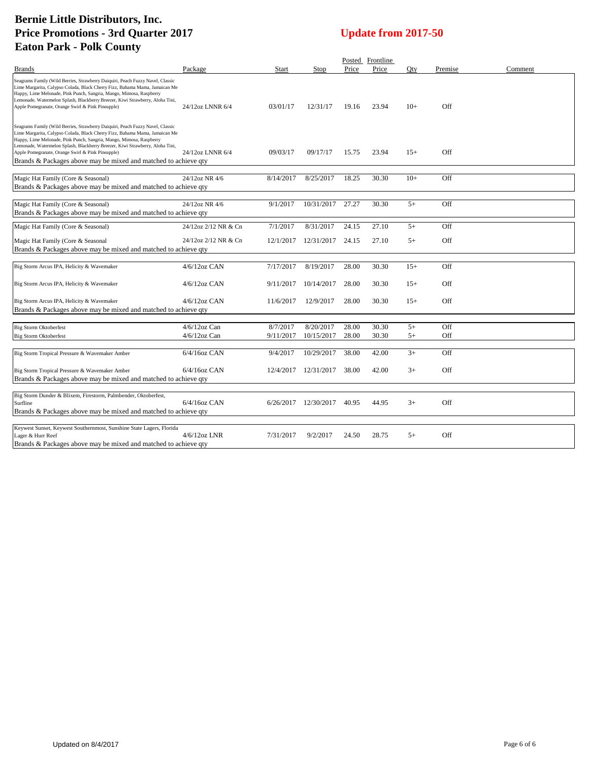# Bernie Little Distributors, Inc.
# Price Promotions - 3rd Quarter 2017
# Eaton Park - Polk County

## Update from 2017-50

| Brands | Package | Start | Stop | Posted Price | Frontline Price | Qty | Premise | Comment |
|---|---|---|---|---|---|---|---|---|
| Seagrams Family (Wild Berries, Strawberry Daiquiri, Peach Fuzzy Navel, Classic Lime Margarita, Calypso Colada, Black Cherry Fizz, Bahama Mama, Jamaican Me Happy, Lime Melonade, Pink Punch, Sangria, Mango, Mimosa, Raspberry Lemonade, Watermelon Splash, Blackberry Breezer, Kiwi Strawberry, Aloha Tini, Apple Pomegranate, Orange Swirl & Pink Pineapple) | 24/12oz LNNR 6/4 | 03/01/17 | 12/31/17 | 19.16 | 23.94 | 10+ | Off | |
| Seagrams Family (Wild Berries, Strawberry Daiquiri, Peach Fuzzy Navel, Classic Lime Margarita, Calypso Colada, Black Cherry Fizz, Bahama Mama, Jamaican Me Happy, Lime Melonade, Pink Punch, Sangria, Mango, Mimosa, Raspberry Lemonade, Watermelon Splash, Blackberry Breezer, Kiwi Strawberry, Aloha Tini, Apple Pomegranate, Orange Swirl & Pink Pineapple) | 24/12oz LNNR 6/4 | 09/03/17 | 09/17/17 | 15.75 | 23.94 | 15+ | Off | |
| Brands & Packages above may be mixed and matched to achieve qty | | | | | | | | |
| Magic Hat Family (Core & Seasonal) | 24/12oz NR 4/6 | 8/14/2017 | 8/25/2017 | 18.25 | 30.30 | 10+ | Off | |
| Brands & Packages above may be mixed and matched to achieve qty | | | | | | | | |
| Magic Hat Family (Core & Seasonal) | 24/12oz NR 4/6 | 9/1/2017 | 10/31/2017 | 27.27 | 30.30 | 5+ | Off | |
| Brands & Packages above may be mixed and matched to achieve qty | | | | | | | | |
| Magic Hat Family (Core & Seasonal) | 24/12oz 2/12 NR & Cn | 7/1/2017 | 8/31/2017 | 24.15 | 27.10 | 5+ | Off | |
| Magic Hat Family (Core & Seasonal | 24/12oz 2/12 NR & Cn | 12/1/2017 | 12/31/2017 | 24.15 | 27.10 | 5+ | Off | |
| Brands & Packages above may be mixed and matched to achieve qty | | | | | | | | |
| Big Storm Arcus IPA, Helicity & Wavemaker | 4/6/12oz CAN | 7/17/2017 | 8/19/2017 | 28.00 | 30.30 | 15+ | Off | |
| Big Storm Arcus IPA, Helicity & Wavemaker | 4/6/12oz CAN | 9/11/2017 | 10/14/2017 | 28.00 | 30.30 | 15+ | Off | |
| Big Storm Arcus IPA, Helicity & Wavemaker | 4/6/12oz CAN | 11/6/2017 | 12/9/2017 | 28.00 | 30.30 | 15+ | Off | |
| Brands & Packages above may be mixed and matched to achieve qty | | | | | | | | |
| Big Storm Oktoberfest | 4/6/12oz Can | 8/7/2017 | 8/20/2017 | 28.00 | 30.30 | 5+ | Off | |
| Big Storm Oktoberfest | 4/6/12oz Can | 9/11/2017 | 10/15/2017 | 28.00 | 30.30 | 5+ | Off | |
| Big Storm Tropical Pressure & Wavemaker Amber | 6/4/16oz CAN | 9/4/2017 | 10/29/2017 | 38.00 | 42.00 | 3+ | Off | |
| Big Storm Tropical Pressure & Wavemaker Amber | 6/4/16oz CAN | 12/4/2017 | 12/31/2017 | 38.00 | 42.00 | 3+ | Off | |
| Brands & Packages above may be mixed and matched to achieve qty | | | | | | | | |
| Big Storm Dunder & Blixem, Firestorm, Palmbender, Oktoberfest, Surfline | 6/4/16oz CAN | 6/26/2017 | 12/30/2017 | 40.95 | 44.95 | 3+ | Off | |
| Brands & Packages above may be mixed and matched to achieve qty | | | | | | | | |
| Keywest Sunset, Keywest Southernmost, Sunshine State Lagers, Florida Lager & Hurr Reef | 4/6/12oz LNR | 7/31/2017 | 9/2/2017 | 24.50 | 28.75 | 5+ | Off | |
| Brands & Packages above may be mixed and matched to achieve qty | | | | | | | | |

Updated on 8/4/2017